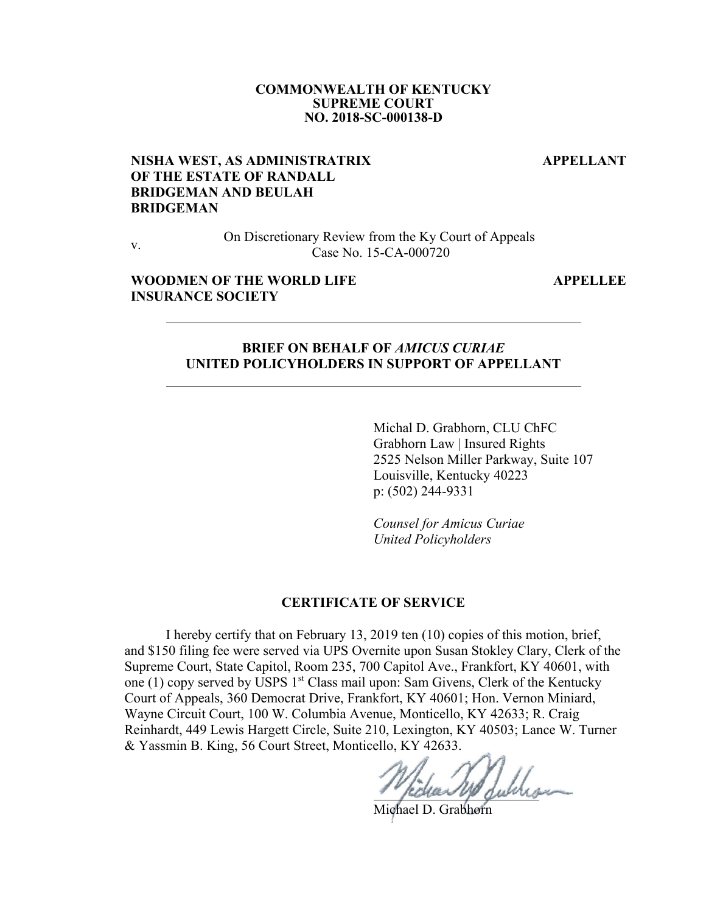**COMMONWEALTH OF KENTUCKY**
**SUPREME COURT**
**NO. 2018-SC-000138-D**

**NISHA WEST, AS ADMINISTRATRIX OF THE ESTATE OF RANDALL BRIDGEMAN AND BEULAH BRIDGEMAN** — **APPELLANT**

v.

On Discretionary Review from the Ky Court of Appeals
Case No. 15-CA-000720

**WOODMEN OF THE WORLD LIFE INSURANCE SOCIETY** — **APPELLEE**

---

# BRIEF ON BEHALF OF *AMICUS CURIAE* UNITED POLICYHOLDERS IN SUPPORT OF APPELLANT

---

Michal D. Grabhorn, CLU ChFC
Grabhorn Law | Insured Rights
2525 Nelson Miller Parkway, Suite 107
Louisville, Kentucky 40223
p: (502) 244-9331

*Counsel for Amicus Curiae*
*United Policyholders*

## CERTIFICATE OF SERVICE

I hereby certify that on February 13, 2019 ten (10) copies of this motion, brief, and $150 filing fee were served via UPS Overnite upon Susan Stokley Clary, Clerk of the Supreme Court, State Capitol, Room 235, 700 Capitol Ave., Frankfort, KY 40601, with one (1) copy served by USPS 1st Class mail upon: Sam Givens, Clerk of the Kentucky Court of Appeals, 360 Democrat Drive, Frankfort, KY 40601; Hon. Vernon Miniard, Wayne Circuit Court, 100 W. Columbia Avenue, Monticello, KY 42633; R. Craig Reinhardt, 449 Lewis Hargett Circle, Suite 210, Lexington, KY 40503; Lance W. Turner & Yassmin B. King, 56 Court Street, Monticello, KY 42633.

Michael D. Grabhorn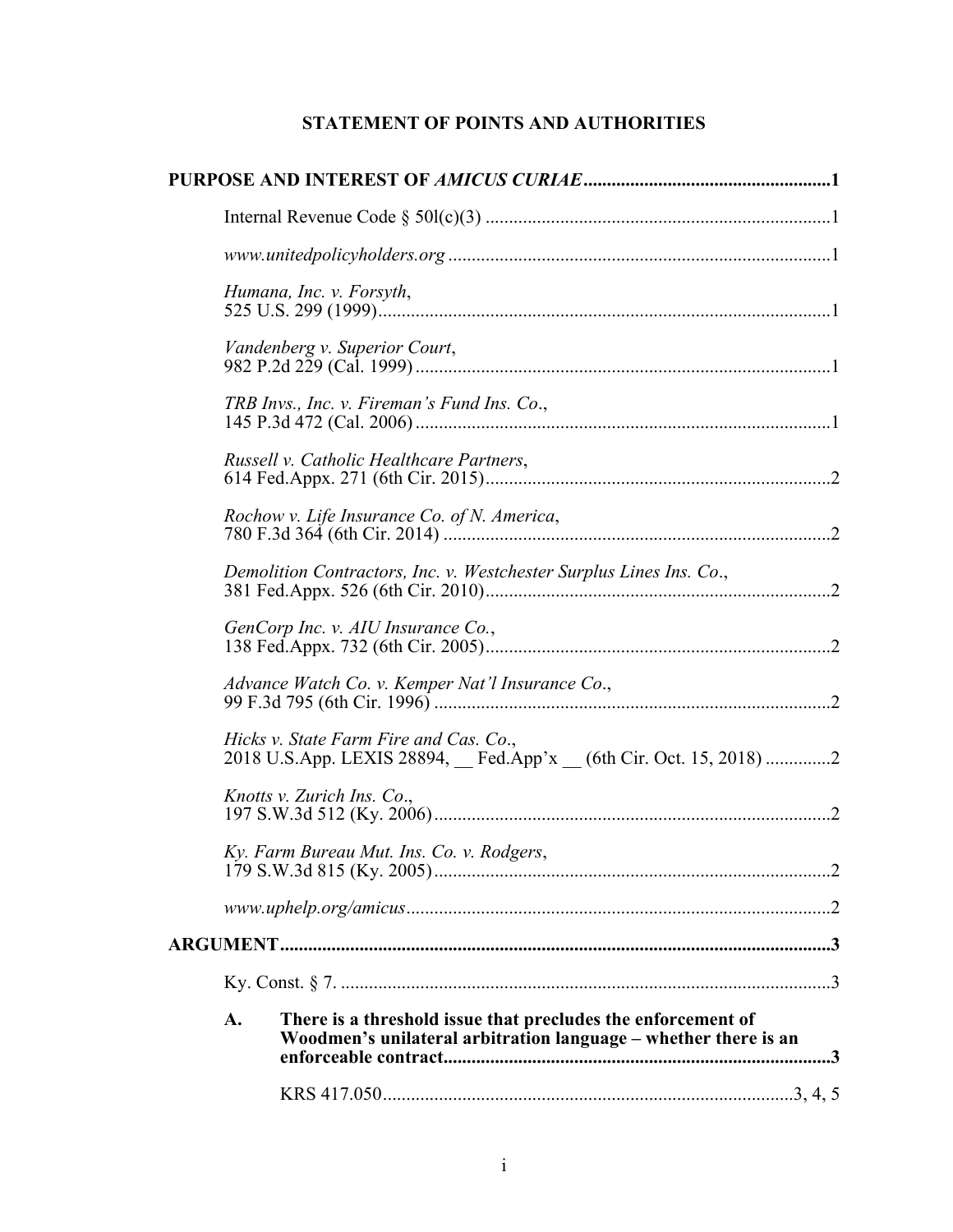# STATEMENT OF POINTS AND AUTHORITIES

**PURPOSE AND INTEREST OF *AMICUS CURIAE*......................................................1**

Internal Revenue Code § 50l(c)(3) ..........................................................................1

*www.unitedpolicyholders.org* ..................................................................................1

*Humana, Inc. v. Forsyth*,
525 U.S. 299 (1999).................................................................................................1

*Vandenberg v. Superior Court*,
982 P.2d 229 (Cal. 1999) .........................................................................................1

*TRB Invs., Inc. v. Fireman's Fund Ins. Co*.,
145 P.3d 472 (Cal. 2006) .........................................................................................1

*Russell v. Catholic Healthcare Partners*,
614 Fed.Appx. 271 (6th Cir. 2015)..........................................................................2

*Rochow v. Life Insurance Co. of N. America*,
780 F.3d 364 (6th Cir. 2014) ...................................................................................2

*Demolition Contractors, Inc. v. Westchester Surplus Lines Ins. Co*.,
381 Fed.Appx. 526 (6th Cir. 2010)..........................................................................2

*GenCorp Inc. v. AIU Insurance Co.*,
138 Fed.Appx. 732 (6th Cir. 2005)..........................................................................2

*Advance Watch Co. v. Kemper Nat'l Insurance Co*.,
99 F.3d 795 (6th Cir. 1996) .....................................................................................2

*Hicks v. State Farm Fire and Cas. Co*.,
2018 U.S.App. LEXIS 28894, __ Fed.App'x __ (6th Cir. Oct. 15, 2018) ..............2

*Knotts v. Zurich Ins. Co*.,
197 S.W.3d 512 (Ky. 2006).....................................................................................2

*Ky. Farm Bureau Mut. Ins. Co. v. Rodgers*,
179 S.W.3d 815 (Ky. 2005).....................................................................................2

*www.uphelp.org/amicus*...........................................................................................2

**ARGUMENT.......................................................................................................................3**

Ky. Const. § 7. ..........................................................................................................3

**A. There is a threshold issue that precludes the enforcement of Woodmen's unilateral arbitration language – whether there is an enforceable contract...................................................................................3**

KRS 417.050.......................................................................................3, 4, 5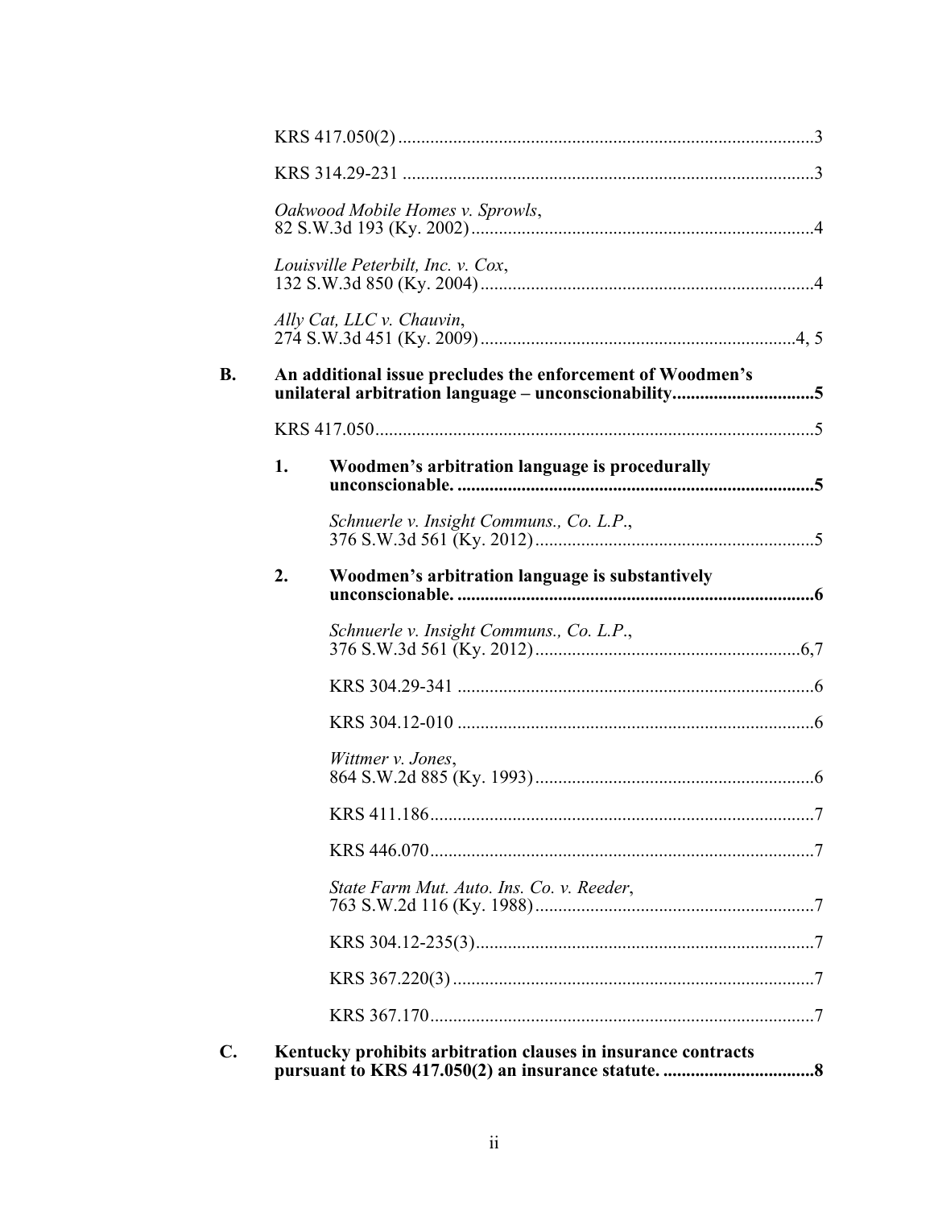KRS 417.050(2) .......................................................................................... 3

KRS 314.29-231 .......................................................................................... 3

*Oakwood Mobile Homes v. Sprowls*,
82 S.W.3d 193 (Ky. 2002) .......................................................................... 4

*Louisville Peterbilt, Inc. v. Cox*,
132 S.W.3d 850 (Ky. 2004) ........................................................................ 4

*Ally Cat, LLC v. Chauvin*,
274 S.W.3d 451 (Ky. 2009) .................................................................... 4, 5

**B. An additional issue precludes the enforcement of Woodmen's unilateral arbitration language – unconscionability .............................. 5**

KRS 417.050 ............................................................................................... 5

**1. Woodmen's arbitration language is procedurally unconscionable. ............................................................................ 5**

*Schnuerle v. Insight Communs., Co. L.P.*,
376 S.W.3d 561 (Ky. 2012) ............................................................ 5

**2. Woodmen's arbitration language is substantively unconscionable. ............................................................................ 6**

*Schnuerle v. Insight Communs., Co. L.P.*,
376 S.W.3d 561 (Ky. 2012) ......................................................... 6,7

KRS 304.29-341 ............................................................................. 6

KRS 304.12-010 ............................................................................. 6

*Wittmer v. Jones*,
864 S.W.2d 885 (Ky. 1993) ............................................................ 6

KRS 411.186 ................................................................................... 7

KRS 446.070 ................................................................................... 7

*State Farm Mut. Auto. Ins. Co. v. Reeder*,
763 S.W.2d 116 (Ky. 1988) ............................................................ 7

KRS 304.12-235(3) ......................................................................... 7

KRS 367.220(3) .............................................................................. 7

KRS 367.170 ................................................................................... 7

**C. Kentucky prohibits arbitration clauses in insurance contracts pursuant to KRS 417.050(2) an insurance statute. ................................ 8**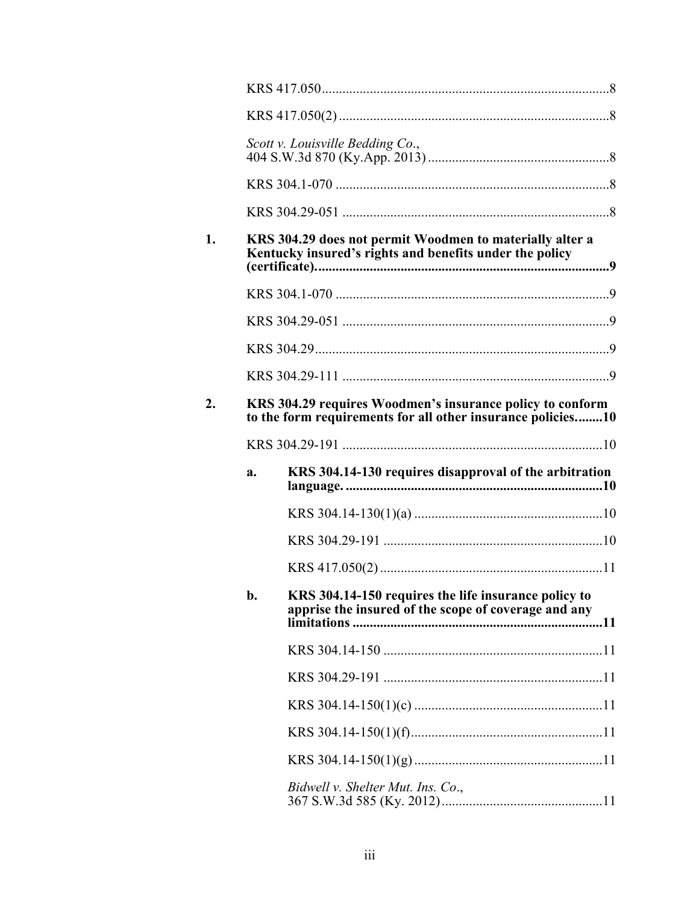KRS 417.050 ....................................................................................8

KRS 417.050(2) ...............................................................................8

*Scott v. Louisville Bedding Co.*,
404 S.W.3d 870 (Ky.App. 2013) .....................................................8

KRS 304.1-070 ................................................................................8

KRS 304.29-051 ..............................................................................8

**1. KRS 304.29 does not permit Woodmen to materially alter a Kentucky insured's rights and benefits under the policy (certificate). .....................................................................................9**

KRS 304.1-070 ................................................................................9

KRS 304.29-051 ..............................................................................9

KRS 304.29 ......................................................................................9

KRS 304.29-111 ..............................................................................9

**2. KRS 304.29 requires Woodmen's insurance policy to conform to the form requirements for all other insurance policies........10**

KRS 304.29-191 ............................................................................10

**a. KRS 304.14-130 requires disapproval of the arbitration language. ...........................................................................10**

KRS 304.14-130(1)(a) .......................................................10

KRS 304.29-191 ................................................................10

KRS 417.050(2) .................................................................11

**b. KRS 304.14-150 requires the life insurance policy to apprise the insured of the scope of coverage and any limitations .........................................................................11**

KRS 304.14-150 ................................................................11

KRS 304.29-191 ................................................................11

KRS 304.14-150(1)(c) .......................................................11

KRS 304.14-150(1)(f) ........................................................11

KRS 304.14-150(1)(g) .......................................................11

*Bidwell v. Shelter Mut. Ins. Co.*,
367 S.W.3d 585 (Ky. 2012) ...............................................11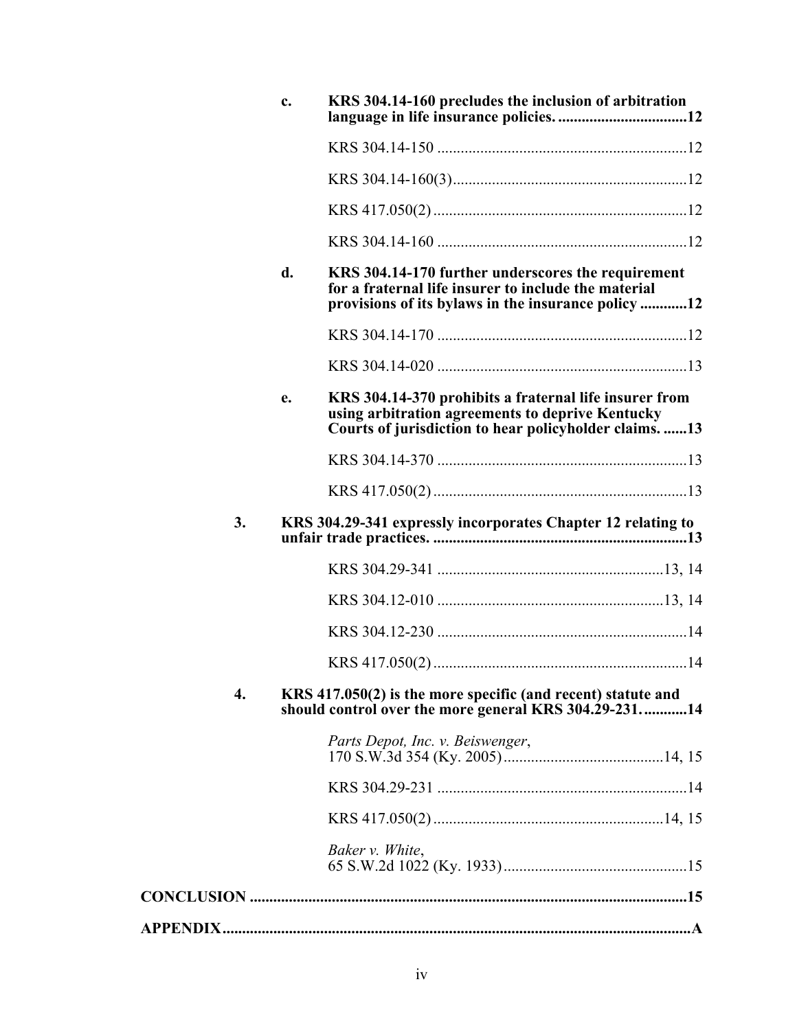**c. KRS 304.14-160 precludes the inclusion of arbitration language in life insurance policies. ................................12**

KRS 304.14-150 ................................................................12

KRS 304.14-160(3)............................................................12

KRS 417.050(2) .................................................................12

KRS 304.14-160 ................................................................12

**d. KRS 304.14-170 further underscores the requirement for a fraternal life insurer to include the material provisions of its bylaws in the insurance policy ...........12**

KRS 304.14-170 ................................................................12

KRS 304.14-020 ................................................................13

**e. KRS 304.14-370 prohibits a fraternal life insurer from using arbitration agreements to deprive Kentucky Courts of jurisdiction to hear policyholder claims. ......13**

KRS 304.14-370 ................................................................13

KRS 417.050(2) .................................................................13

**3. KRS 304.29-341 expressly incorporates Chapter 12 relating to unfair trade practices. ................................................................13**

KRS 304.29-341 ..........................................................13, 14

KRS 304.12-010 ..........................................................13, 14

KRS 304.12-230 ................................................................14

KRS 417.050(2) .................................................................14

**4. KRS 417.050(2) is the more specific (and recent) statute and should control over the more general KRS 304.29-231. ..........14**

*Parts Depot, Inc. v. Beiswenger*, 170 S.W.3d 354 (Ky. 2005).........................................14, 15

KRS 304.29-231 ................................................................14

KRS 417.050(2) ...........................................................14, 15

*Baker v. White*, 65 S.W.2d 1022 (Ky. 1933)...............................................15

**CONCLUSION ...............................................................................................15**

**APPENDIX.......................................................................................................A**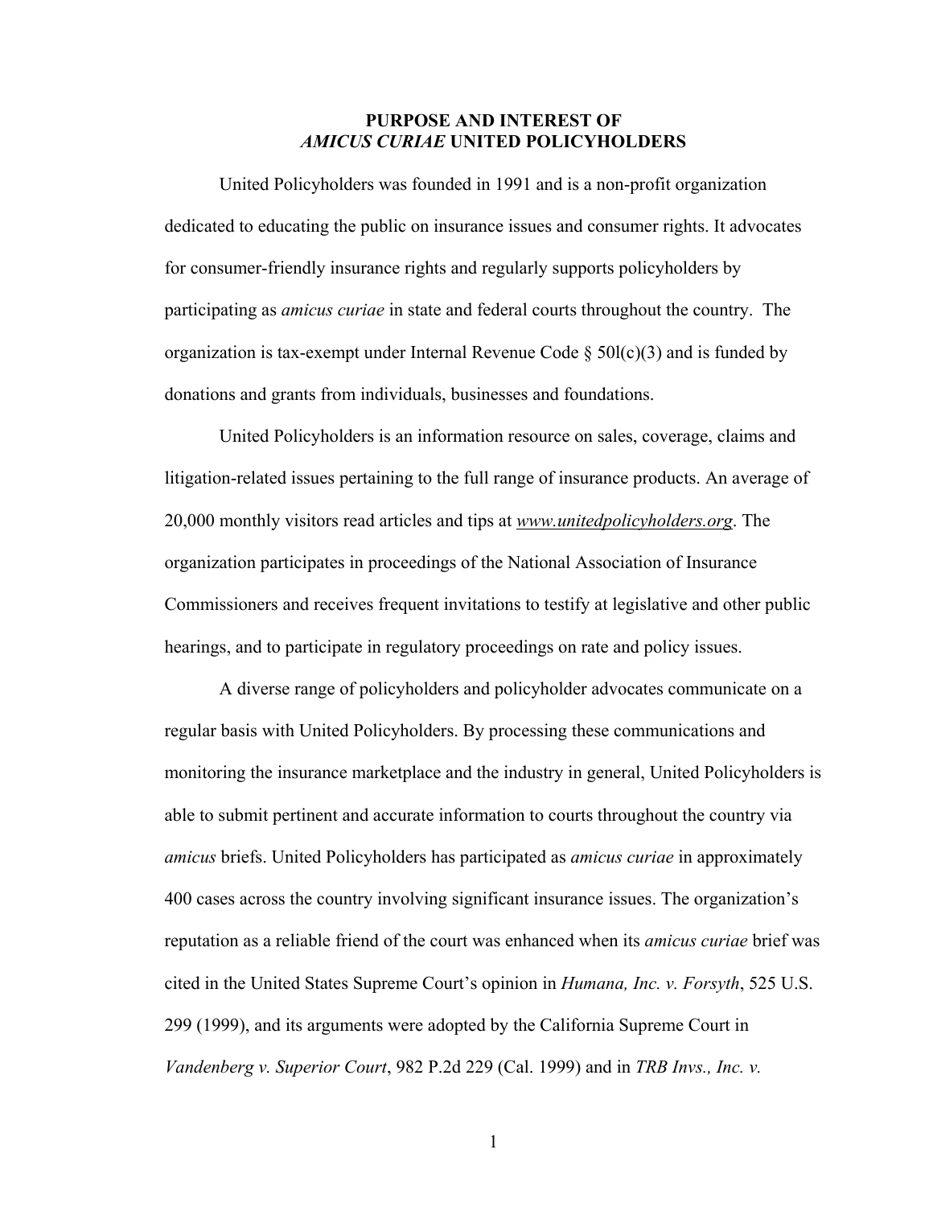## PURPOSE AND INTEREST OF *AMICUS CURIAE* UNITED POLICYHOLDERS

United Policyholders was founded in 1991 and is a non-profit organization dedicated to educating the public on insurance issues and consumer rights. It advocates for consumer-friendly insurance rights and regularly supports policyholders by participating as *amicus curiae* in state and federal courts throughout the country. The organization is tax-exempt under Internal Revenue Code § 50l(c)(3) and is funded by donations and grants from individuals, businesses and foundations.

United Policyholders is an information resource on sales, coverage, claims and litigation-related issues pertaining to the full range of insurance products. An average of 20,000 monthly visitors read articles and tips at *www.unitedpolicyholders.org*. The organization participates in proceedings of the National Association of Insurance Commissioners and receives frequent invitations to testify at legislative and other public hearings, and to participate in regulatory proceedings on rate and policy issues.

A diverse range of policyholders and policyholder advocates communicate on a regular basis with United Policyholders. By processing these communications and monitoring the insurance marketplace and the industry in general, United Policyholders is able to submit pertinent and accurate information to courts throughout the country via *amicus* briefs. United Policyholders has participated as *amicus curiae* in approximately 400 cases across the country involving significant insurance issues. The organization's reputation as a reliable friend of the court was enhanced when its *amicus curiae* brief was cited in the United States Supreme Court's opinion in *Humana, Inc. v. Forsyth*, 525 U.S. 299 (1999), and its arguments were adopted by the California Supreme Court in *Vandenberg v. Superior Court*, 982 P.2d 229 (Cal. 1999) and in *TRB Invs., Inc. v.*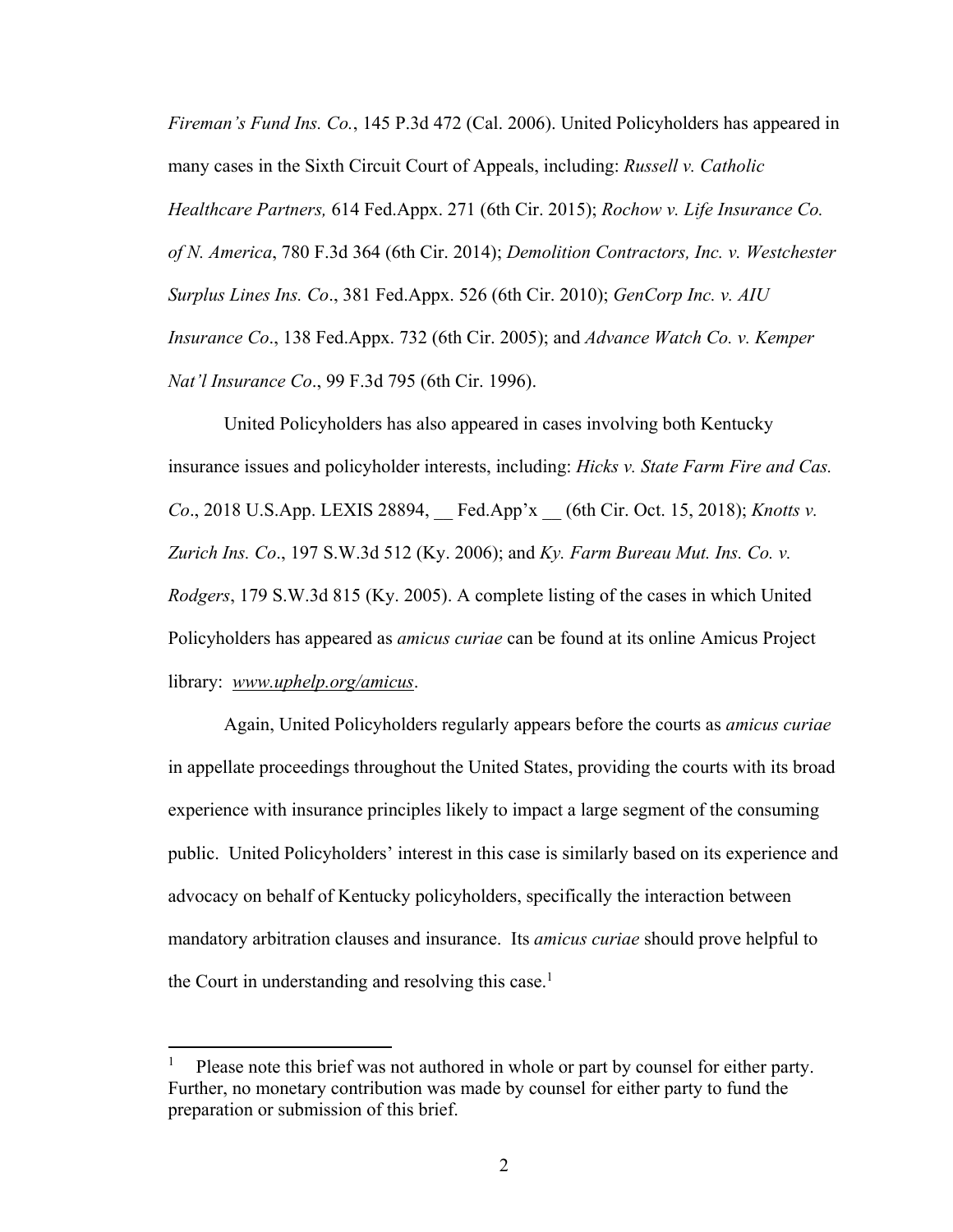*Fireman's Fund Ins. Co.*, 145 P.3d 472 (Cal. 2006). United Policyholders has appeared in many cases in the Sixth Circuit Court of Appeals, including: *Russell v. Catholic Healthcare Partners,* 614 Fed.Appx. 271 (6th Cir. 2015); *Rochow v. Life Insurance Co. of N. America*, 780 F.3d 364 (6th Cir. 2014); *Demolition Contractors, Inc. v. Westchester Surplus Lines Ins. Co*., 381 Fed.Appx. 526 (6th Cir. 2010); *GenCorp Inc. v. AIU Insurance Co*., 138 Fed.Appx. 732 (6th Cir. 2005); and *Advance Watch Co. v. Kemper Nat'l Insurance Co*., 99 F.3d 795 (6th Cir. 1996).

United Policyholders has also appeared in cases involving both Kentucky insurance issues and policyholder interests, including: *Hicks v. State Farm Fire and Cas. Co*., 2018 U.S.App. LEXIS 28894, __ Fed.App'x __ (6th Cir. Oct. 15, 2018); *Knotts v. Zurich Ins. Co*., 197 S.W.3d 512 (Ky. 2006); and *Ky. Farm Bureau Mut. Ins. Co. v. Rodgers*, 179 S.W.3d 815 (Ky. 2005). A complete listing of the cases in which United Policyholders has appeared as *amicus curiae* can be found at its online Amicus Project library: *www.uphelp.org/amicus*.

Again, United Policyholders regularly appears before the courts as *amicus curiae* in appellate proceedings throughout the United States, providing the courts with its broad experience with insurance principles likely to impact a large segment of the consuming public. United Policyholders' interest in this case is similarly based on its experience and advocacy on behalf of Kentucky policyholders, specifically the interaction between mandatory arbitration clauses and insurance. Its *amicus curiae* should prove helpful to the Court in understanding and resolving this case.[1]

---

[1] Please note this brief was not authored in whole or part by counsel for either party. Further, no monetary contribution was made by counsel for either party to fund the preparation or submission of this brief.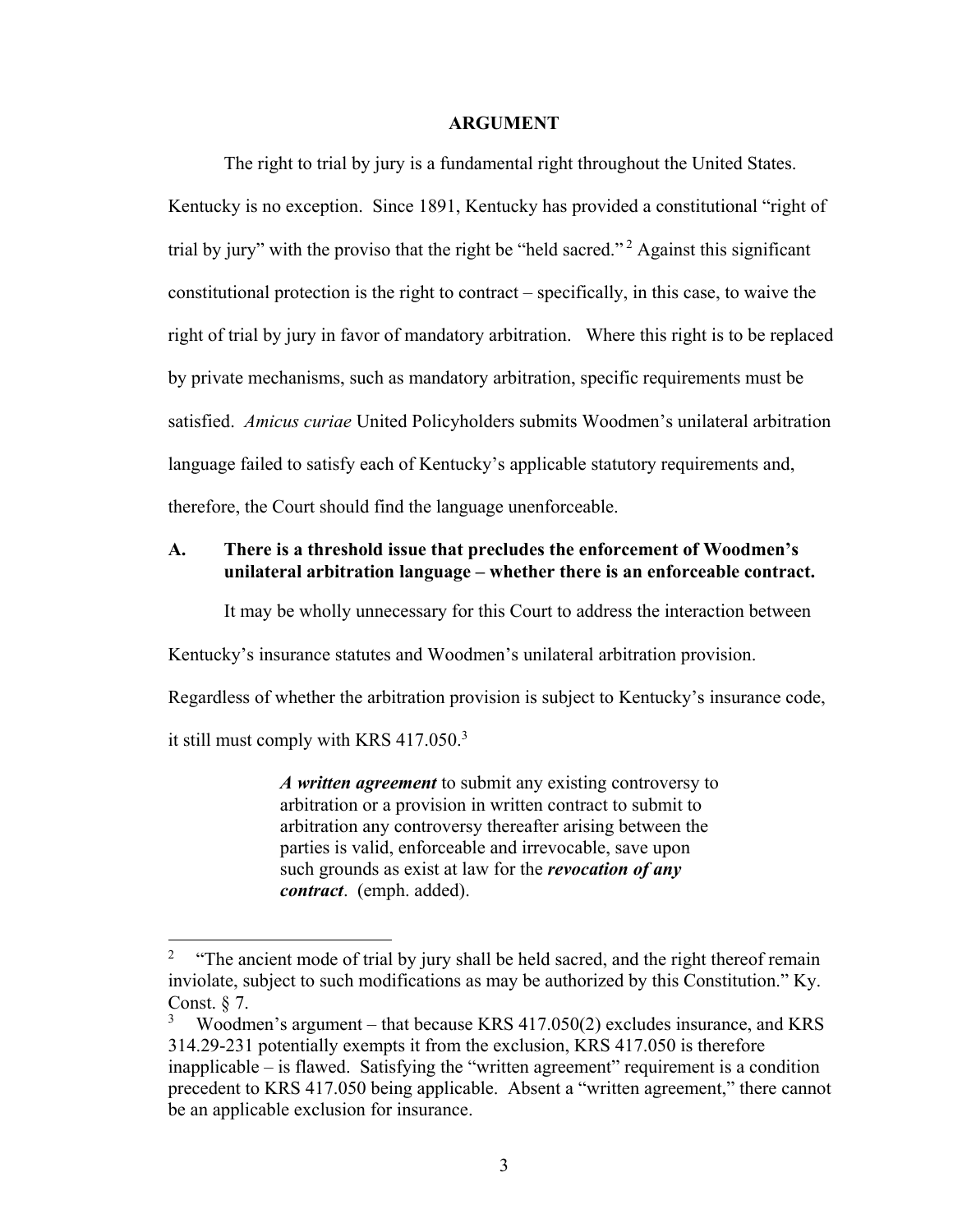# ARGUMENT

The right to trial by jury is a fundamental right throughout the United States. Kentucky is no exception. Since 1891, Kentucky has provided a constitutional "right of trial by jury" with the proviso that the right be "held sacred."[2] Against this significant constitutional protection is the right to contract – specifically, in this case, to waive the right of trial by jury in favor of mandatory arbitration. Where this right is to be replaced by private mechanisms, such as mandatory arbitration, specific requirements must be satisfied. *Amicus curiae* United Policyholders submits Woodmen's unilateral arbitration language failed to satisfy each of Kentucky's applicable statutory requirements and, therefore, the Court should find the language unenforceable.

## A. There is a threshold issue that precludes the enforcement of Woodmen's unilateral arbitration language – whether there is an enforceable contract.

It may be wholly unnecessary for this Court to address the interaction between Kentucky's insurance statutes and Woodmen's unilateral arbitration provision. Regardless of whether the arbitration provision is subject to Kentucky's insurance code, it still must comply with KRS 417.050.[3]

> ***A written agreement*** to submit any existing controversy to arbitration or a provision in written contract to submit to arbitration any controversy thereafter arising between the parties is valid, enforceable and irrevocable, save upon such grounds as exist at law for the ***revocation of any contract***. (emph. added).

---

[2] "The ancient mode of trial by jury shall be held sacred, and the right thereof remain inviolate, subject to such modifications as may be authorized by this Constitution." Ky. Const. § 7.

[3] Woodmen's argument – that because KRS 417.050(2) excludes insurance, and KRS 314.29-231 potentially exempts it from the exclusion, KRS 417.050 is therefore inapplicable – is flawed. Satisfying the "written agreement" requirement is a condition precedent to KRS 417.050 being applicable. Absent a "written agreement," there cannot be an applicable exclusion for insurance.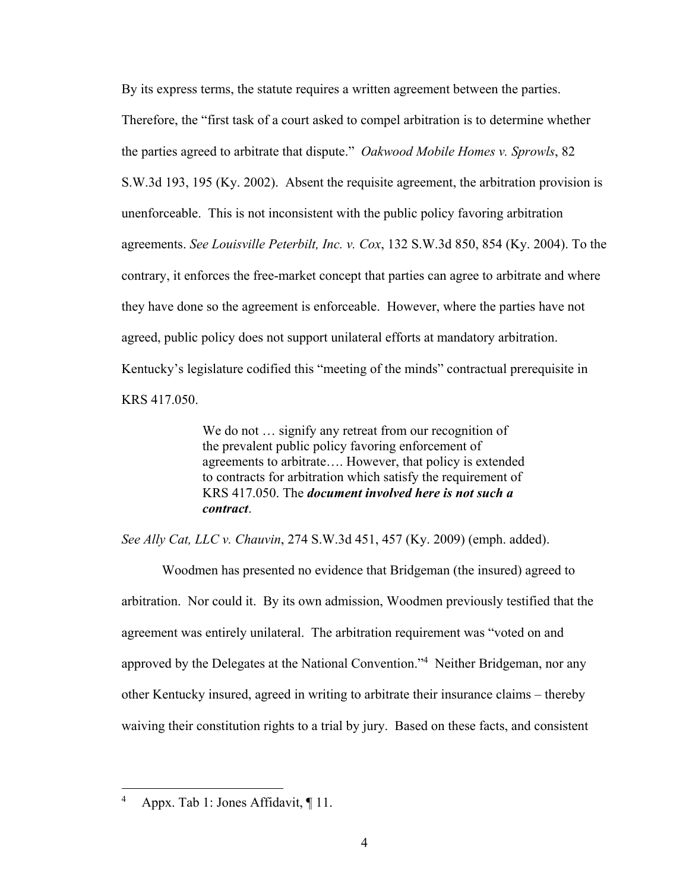By its express terms, the statute requires a written agreement between the parties. Therefore, the "first task of a court asked to compel arbitration is to determine whether the parties agreed to arbitrate that dispute." *Oakwood Mobile Homes v. Sprowls*, 82 S.W.3d 193, 195 (Ky. 2002). Absent the requisite agreement, the arbitration provision is unenforceable. This is not inconsistent with the public policy favoring arbitration agreements. *See Louisville Peterbilt, Inc. v. Cox*, 132 S.W.3d 850, 854 (Ky. 2004). To the contrary, it enforces the free-market concept that parties can agree to arbitrate and where they have done so the agreement is enforceable. However, where the parties have not agreed, public policy does not support unilateral efforts at mandatory arbitration. Kentucky's legislature codified this "meeting of the minds" contractual prerequisite in KRS 417.050.

> We do not … signify any retreat from our recognition of the prevalent public policy favoring enforcement of agreements to arbitrate…. However, that policy is extended to contracts for arbitration which satisfy the requirement of KRS 417.050. The ***document involved here is not such a contract***.

*See Ally Cat, LLC v. Chauvin*, 274 S.W.3d 451, 457 (Ky. 2009) (emph. added).

Woodmen has presented no evidence that Bridgeman (the insured) agreed to arbitration. Nor could it. By its own admission, Woodmen previously testified that the agreement was entirely unilateral. The arbitration requirement was "voted on and approved by the Delegates at the National Convention."[4] Neither Bridgeman, nor any other Kentucky insured, agreed in writing to arbitrate their insurance claims – thereby waiving their constitution rights to a trial by jury. Based on these facts, and consistent

---

[4] Appx. Tab 1: Jones Affidavit, ¶ 11.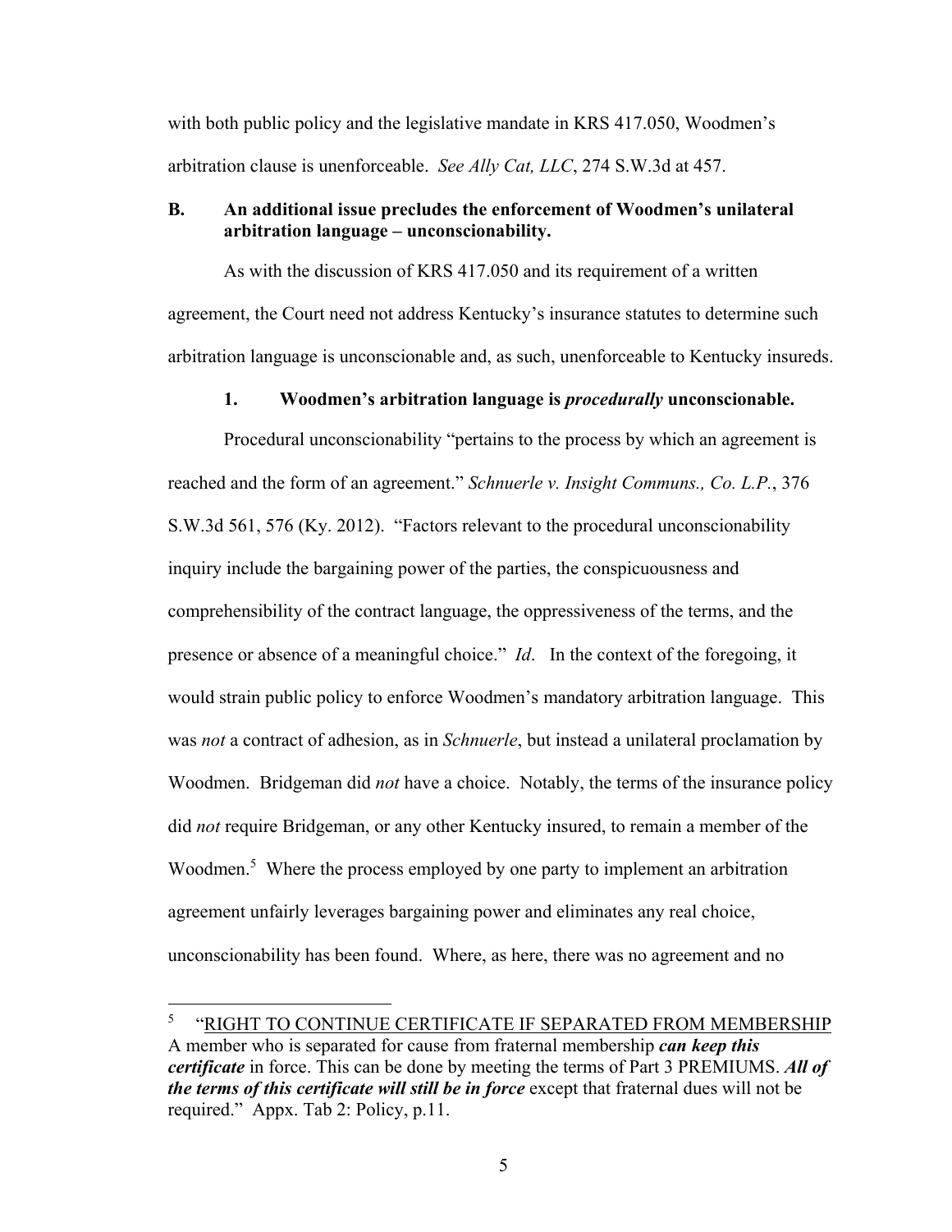with both public policy and the legislative mandate in KRS 417.050, Woodmen's arbitration clause is unenforceable. *See Ally Cat, LLC*, 274 S.W.3d at 457.

### B. An additional issue precludes the enforcement of Woodmen's unilateral arbitration language – unconscionability.

As with the discussion of KRS 417.050 and its requirement of a written agreement, the Court need not address Kentucky's insurance statutes to determine such arbitration language is unconscionable and, as such, unenforceable to Kentucky insureds.

#### 1. Woodmen's arbitration language is *procedurally* unconscionable.

Procedural unconscionability "pertains to the process by which an agreement is reached and the form of an agreement." *Schnuerle v. Insight Communs., Co. L.P.*, 376 S.W.3d 561, 576 (Ky. 2012). "Factors relevant to the procedural unconscionability inquiry include the bargaining power of the parties, the conspicuousness and comprehensibility of the contract language, the oppressiveness of the terms, and the presence or absence of a meaningful choice." *Id*. In the context of the foregoing, it would strain public policy to enforce Woodmen's mandatory arbitration language. This was *not* a contract of adhesion, as in *Schnuerle*, but instead a unilateral proclamation by Woodmen. Bridgeman did *not* have a choice. Notably, the terms of the insurance policy did *not* require Bridgeman, or any other Kentucky insured, to remain a member of the Woodmen.[5] Where the process employed by one party to implement an arbitration agreement unfairly leverages bargaining power and eliminates any real choice, unconscionability has been found. Where, as here, there was no agreement and no

---

[5] "RIGHT TO CONTINUE CERTIFICATE IF SEPARATED FROM MEMBERSHIP A member who is separated for cause from fraternal membership ***can keep this certificate*** in force. This can be done by meeting the terms of Part 3 PREMIUMS. ***All of the terms of this certificate will still be in force*** except that fraternal dues will not be required." Appx. Tab 2: Policy, p.11.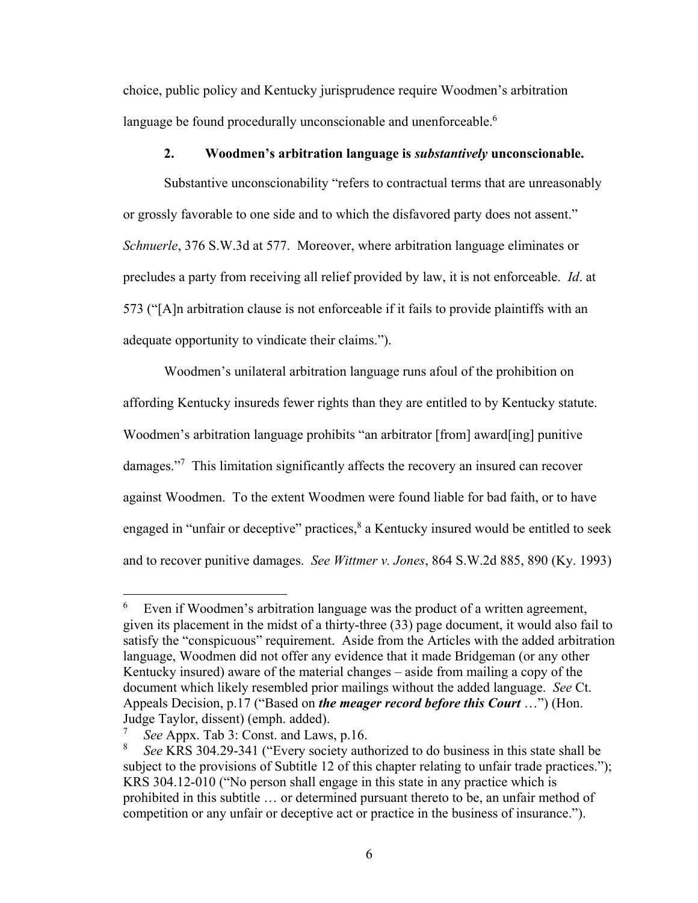choice, public policy and Kentucky jurisprudence require Woodmen's arbitration language be found procedurally unconscionable and unenforceable.[6]

### 2. Woodmen's arbitration language is *substantively* unconscionable.

Substantive unconscionability "refers to contractual terms that are unreasonably or grossly favorable to one side and to which the disfavored party does not assent." *Schnuerle*, 376 S.W.3d at 577. Moreover, where arbitration language eliminates or precludes a party from receiving all relief provided by law, it is not enforceable. *Id*. at 573 ("[A]n arbitration clause is not enforceable if it fails to provide plaintiffs with an adequate opportunity to vindicate their claims.").

Woodmen's unilateral arbitration language runs afoul of the prohibition on affording Kentucky insureds fewer rights than they are entitled to by Kentucky statute. Woodmen's arbitration language prohibits "an arbitrator [from] award[ing] punitive damages."[7] This limitation significantly affects the recovery an insured can recover against Woodmen. To the extent Woodmen were found liable for bad faith, or to have engaged in "unfair or deceptive" practices,[8] a Kentucky insured would be entitled to seek and to recover punitive damages. *See Wittmer v. Jones*, 864 S.W.2d 885, 890 (Ky. 1993)

---

[6] Even if Woodmen's arbitration language was the product of a written agreement, given its placement in the midst of a thirty-three (33) page document, it would also fail to satisfy the "conspicuous" requirement. Aside from the Articles with the added arbitration language, Woodmen did not offer any evidence that it made Bridgeman (or any other Kentucky insured) aware of the material changes – aside from mailing a copy of the document which likely resembled prior mailings without the added language. *See* Ct. Appeals Decision, p.17 ("Based on ***the meager record before this Court*** …") (Hon. Judge Taylor, dissent) (emph. added).

[7] *See* Appx. Tab 3: Const. and Laws, p.16.

[8] *See* KRS 304.29-341 ("Every society authorized to do business in this state shall be subject to the provisions of Subtitle 12 of this chapter relating to unfair trade practices."); KRS 304.12-010 ("No person shall engage in this state in any practice which is prohibited in this subtitle … or determined pursuant thereto to be, an unfair method of competition or any unfair or deceptive act or practice in the business of insurance.").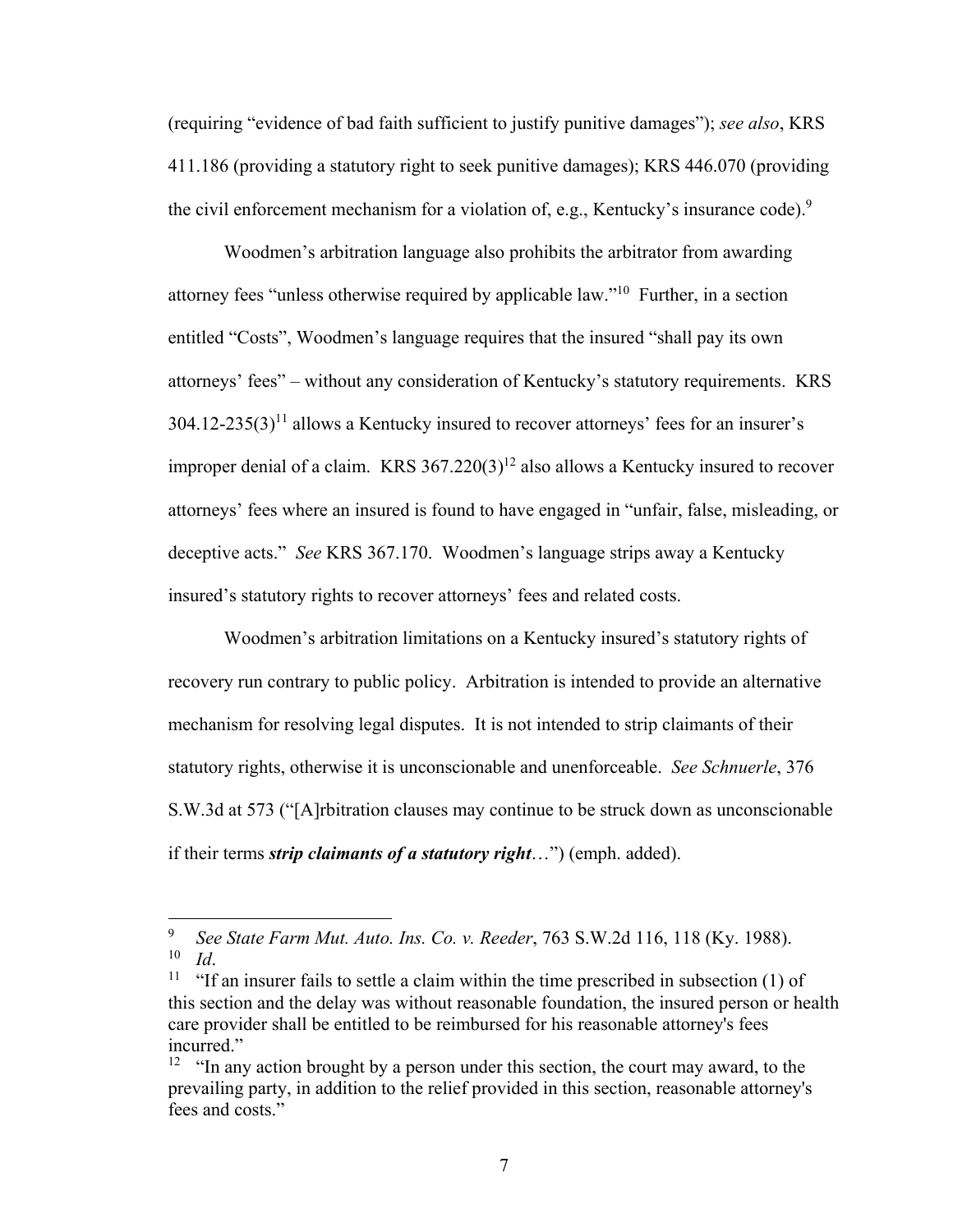(requiring "evidence of bad faith sufficient to justify punitive damages"); *see also*, KRS 411.186 (providing a statutory right to seek punitive damages); KRS 446.070 (providing the civil enforcement mechanism for a violation of, e.g., Kentucky's insurance code).[9]

Woodmen's arbitration language also prohibits the arbitrator from awarding attorney fees "unless otherwise required by applicable law."[10] Further, in a section entitled "Costs", Woodmen's language requires that the insured "shall pay its own attorneys' fees" – without any consideration of Kentucky's statutory requirements. KRS 304.12-235(3)[11] allows a Kentucky insured to recover attorneys' fees for an insurer's improper denial of a claim. KRS 367.220(3)[12] also allows a Kentucky insured to recover attorneys' fees where an insured is found to have engaged in "unfair, false, misleading, or deceptive acts." *See* KRS 367.170. Woodmen's language strips away a Kentucky insured's statutory rights to recover attorneys' fees and related costs.

Woodmen's arbitration limitations on a Kentucky insured's statutory rights of recovery run contrary to public policy. Arbitration is intended to provide an alternative mechanism for resolving legal disputes. It is not intended to strip claimants of their statutory rights, otherwise it is unconscionable and unenforceable. *See Schnuerle*, 376 S.W.3d at 573 ("[A]rbitration clauses may continue to be struck down as unconscionable if their terms ***strip claimants of a statutory right***…") (emph. added).

---

[9] *See State Farm Mut. Auto. Ins. Co. v. Reeder*, 763 S.W.2d 116, 118 (Ky. 1988).

[10] *Id*.

[11] "If an insurer fails to settle a claim within the time prescribed in subsection (1) of this section and the delay was without reasonable foundation, the insured person or health care provider shall be entitled to be reimbursed for his reasonable attorney's fees incurred."

[12] "In any action brought by a person under this section, the court may award, to the prevailing party, in addition to the relief provided in this section, reasonable attorney's fees and costs."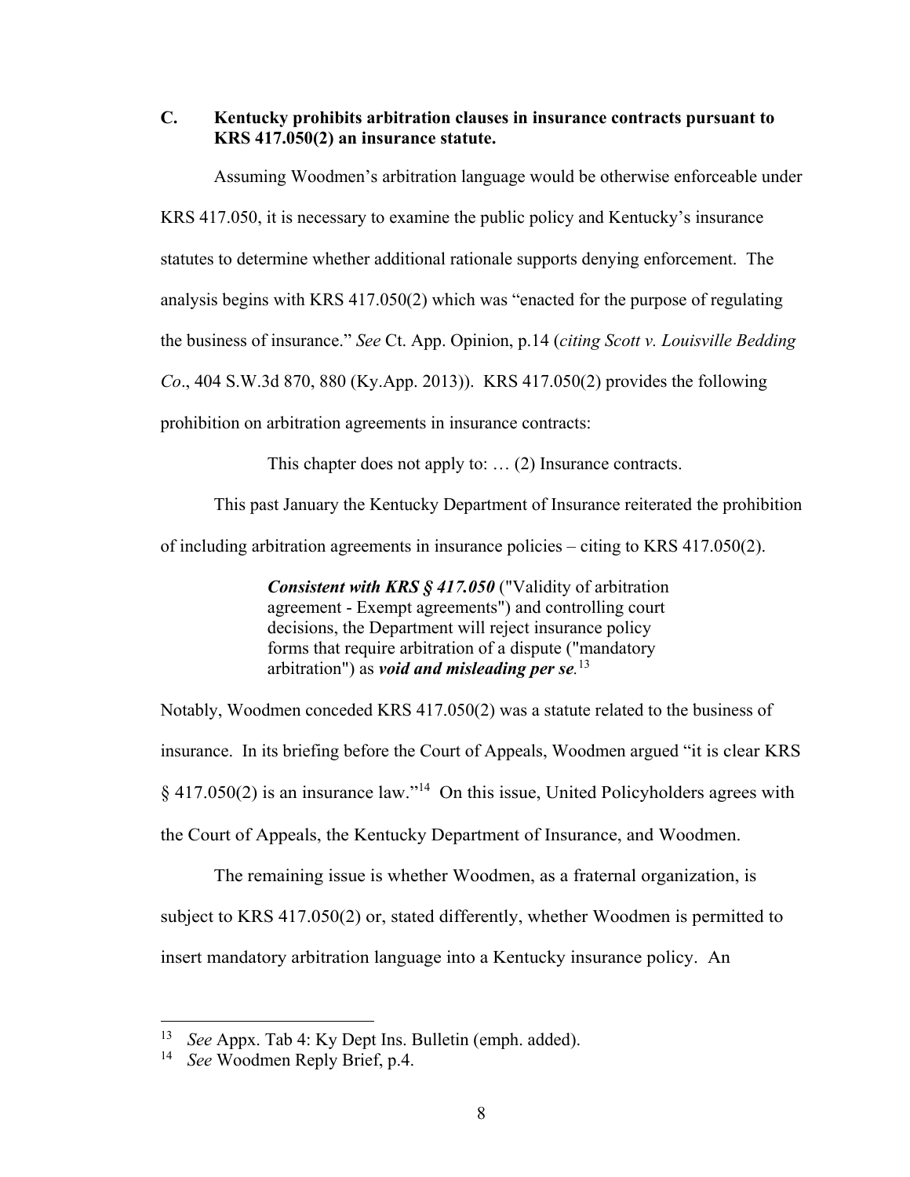### C. Kentucky prohibits arbitration clauses in insurance contracts pursuant to KRS 417.050(2) an insurance statute.

Assuming Woodmen's arbitration language would be otherwise enforceable under KRS 417.050, it is necessary to examine the public policy and Kentucky's insurance statutes to determine whether additional rationale supports denying enforcement. The analysis begins with KRS 417.050(2) which was "enacted for the purpose of regulating the business of insurance." *See* Ct. App. Opinion, p.14 (*citing Scott v. Louisville Bedding Co*., 404 S.W.3d 870, 880 (Ky.App. 2013)). KRS 417.050(2) provides the following prohibition on arbitration agreements in insurance contracts:

> This chapter does not apply to: … (2) Insurance contracts.

This past January the Kentucky Department of Insurance reiterated the prohibition of including arbitration agreements in insurance policies – citing to KRS 417.050(2).

> ***Consistent with KRS § 417.050*** ("Validity of arbitration agreement - Exempt agreements") and controlling court decisions, the Department will reject insurance policy forms that require arbitration of a dispute ("mandatory arbitration") as ***void and misleading per se***.[13]

Notably, Woodmen conceded KRS 417.050(2) was a statute related to the business of insurance. In its briefing before the Court of Appeals, Woodmen argued "it is clear KRS § 417.050(2) is an insurance law."[14] On this issue, United Policyholders agrees with the Court of Appeals, the Kentucky Department of Insurance, and Woodmen.

The remaining issue is whether Woodmen, as a fraternal organization, is subject to KRS 417.050(2) or, stated differently, whether Woodmen is permitted to insert mandatory arbitration language into a Kentucky insurance policy. An

---

[13] *See* Appx. Tab 4: Ky Dept Ins. Bulletin (emph. added).

[14] *See* Woodmen Reply Brief, p.4.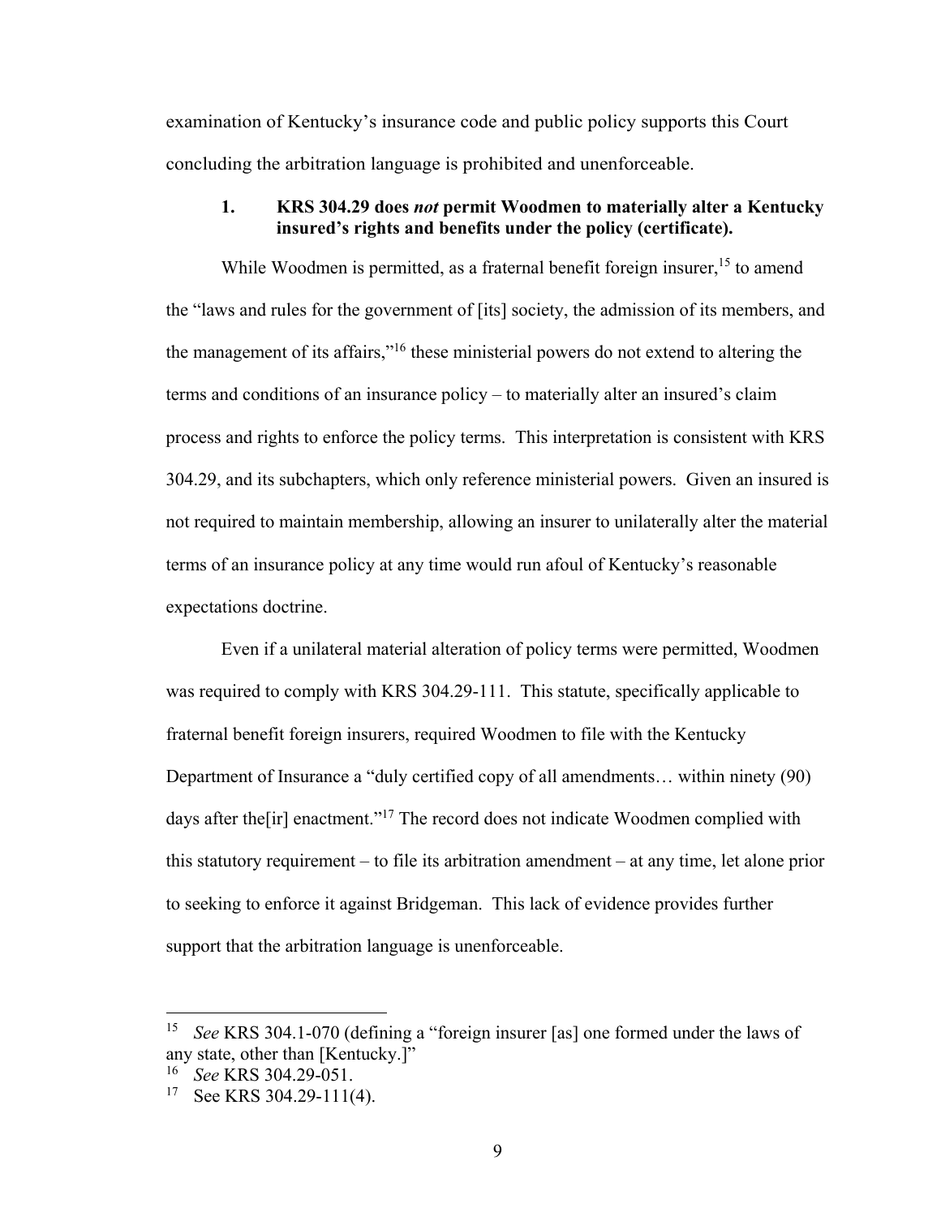examination of Kentucky's insurance code and public policy supports this Court concluding the arbitration language is prohibited and unenforceable.

### 1. KRS 304.29 does *not* permit Woodmen to materially alter a Kentucky insured's rights and benefits under the policy (certificate).

While Woodmen is permitted, as a fraternal benefit foreign insurer,[15] to amend the "laws and rules for the government of [its] society, the admission of its members, and the management of its affairs,"[16] these ministerial powers do not extend to altering the terms and conditions of an insurance policy – to materially alter an insured's claim process and rights to enforce the policy terms. This interpretation is consistent with KRS 304.29, and its subchapters, which only reference ministerial powers. Given an insured is not required to maintain membership, allowing an insurer to unilaterally alter the material terms of an insurance policy at any time would run afoul of Kentucky's reasonable expectations doctrine.

Even if a unilateral material alteration of policy terms were permitted, Woodmen was required to comply with KRS 304.29-111. This statute, specifically applicable to fraternal benefit foreign insurers, required Woodmen to file with the Kentucky Department of Insurance a "duly certified copy of all amendments… within ninety (90) days after the[ir] enactment."[17] The record does not indicate Woodmen complied with this statutory requirement – to file its arbitration amendment – at any time, let alone prior to seeking to enforce it against Bridgeman. This lack of evidence provides further support that the arbitration language is unenforceable.

---

[15] *See* KRS 304.1-070 (defining a "foreign insurer [as] one formed under the laws of any state, other than [Kentucky.]"

[16] *See* KRS 304.29-051.

[17] See KRS 304.29-111(4).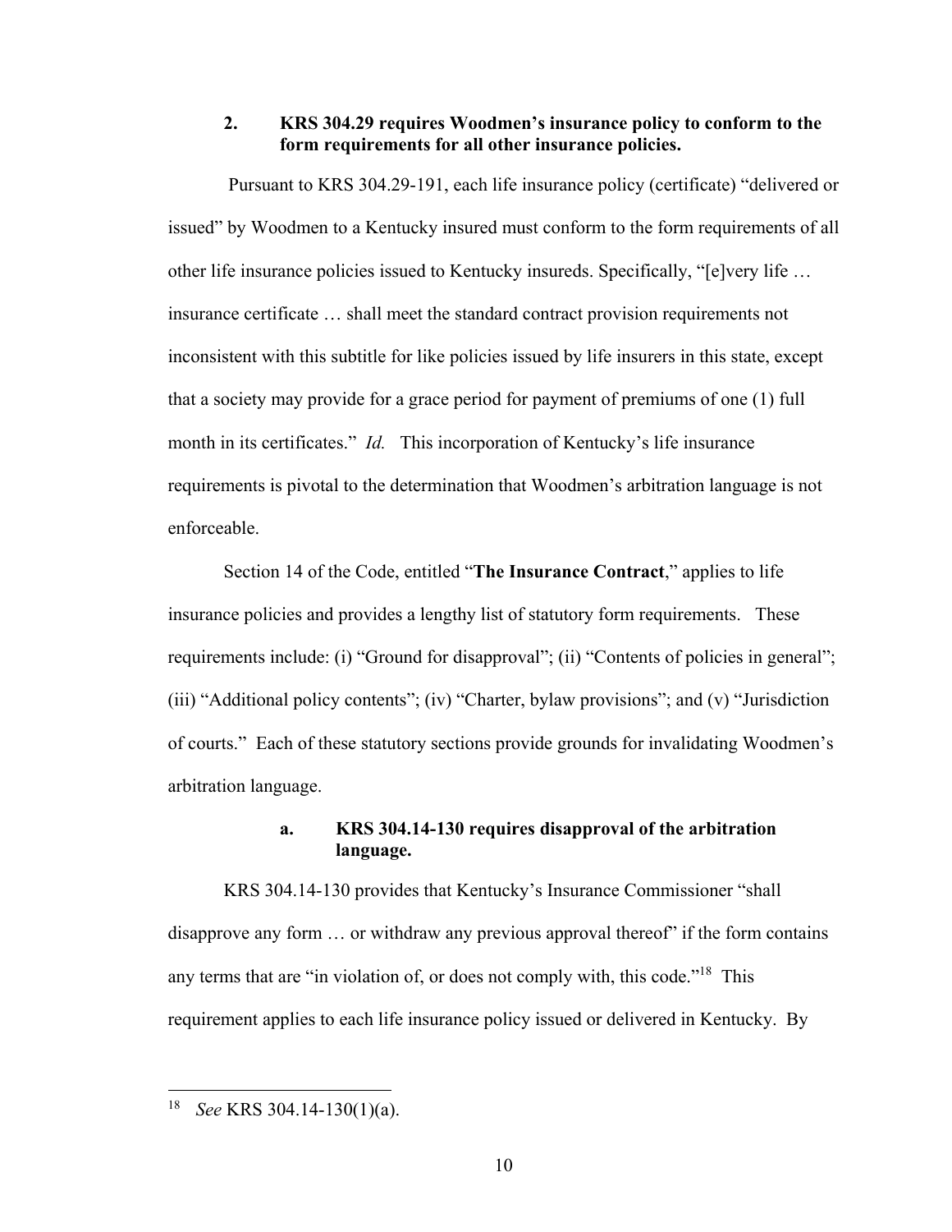### 2. KRS 304.29 requires Woodmen's insurance policy to conform to the form requirements for all other insurance policies.

Pursuant to KRS 304.29-191, each life insurance policy (certificate) "delivered or issued" by Woodmen to a Kentucky insured must conform to the form requirements of all other life insurance policies issued to Kentucky insureds. Specifically, "[e]very life … insurance certificate … shall meet the standard contract provision requirements not inconsistent with this subtitle for like policies issued by life insurers in this state, except that a society may provide for a grace period for payment of premiums of one (1) full month in its certificates." *Id.* This incorporation of Kentucky's life insurance requirements is pivotal to the determination that Woodmen's arbitration language is not enforceable.

Section 14 of the Code, entitled "**The Insurance Contract**," applies to life insurance policies and provides a lengthy list of statutory form requirements. These requirements include: (i) "Ground for disapproval"; (ii) "Contents of policies in general"; (iii) "Additional policy contents"; (iv) "Charter, bylaw provisions"; and (v) "Jurisdiction of courts." Each of these statutory sections provide grounds for invalidating Woodmen's arbitration language.

#### a. KRS 304.14-130 requires disapproval of the arbitration language.

KRS 304.14-130 provides that Kentucky's Insurance Commissioner "shall disapprove any form … or withdraw any previous approval thereof" if the form contains any terms that are "in violation of, or does not comply with, this code."[18] This requirement applies to each life insurance policy issued or delivered in Kentucky. By

---

[18] *See* KRS 304.14-130(1)(a).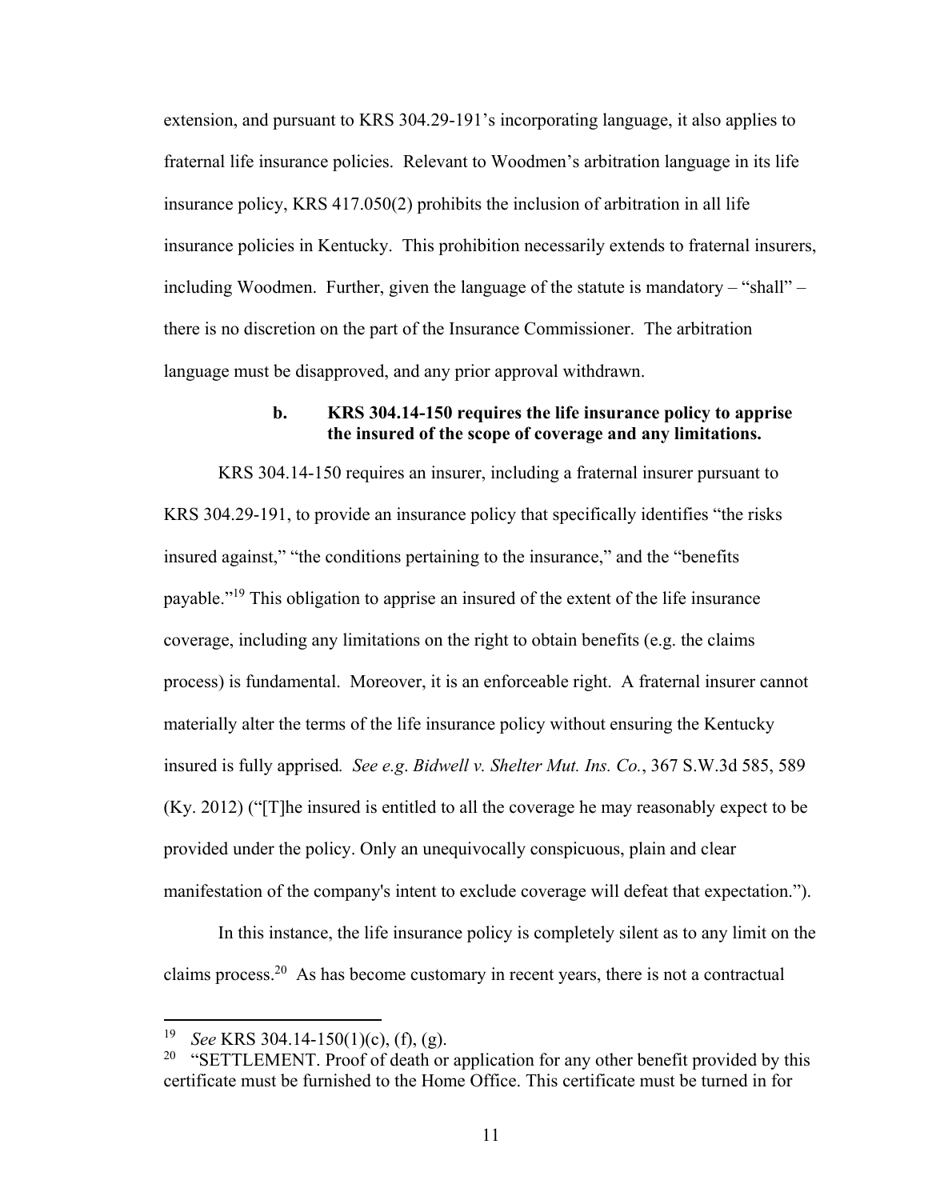extension, and pursuant to KRS 304.29-191's incorporating language, it also applies to fraternal life insurance policies. Relevant to Woodmen's arbitration language in its life insurance policy, KRS 417.050(2) prohibits the inclusion of arbitration in all life insurance policies in Kentucky. This prohibition necessarily extends to fraternal insurers, including Woodmen. Further, given the language of the statute is mandatory – "shall" – there is no discretion on the part of the Insurance Commissioner. The arbitration language must be disapproved, and any prior approval withdrawn.

**b. KRS 304.14-150 requires the life insurance policy to apprise the insured of the scope of coverage and any limitations.**

KRS 304.14-150 requires an insurer, including a fraternal insurer pursuant to KRS 304.29-191, to provide an insurance policy that specifically identifies "the risks insured against," "the conditions pertaining to the insurance," and the "benefits payable."[19] This obligation to apprise an insured of the extent of the life insurance coverage, including any limitations on the right to obtain benefits (e.g. the claims process) is fundamental. Moreover, it is an enforceable right. A fraternal insurer cannot materially alter the terms of the life insurance policy without ensuring the Kentucky insured is fully apprised*. See e.g*. *Bidwell v. Shelter Mut. Ins. Co.*, 367 S.W.3d 585, 589 (Ky. 2012) ("[T]he insured is entitled to all the coverage he may reasonably expect to be provided under the policy. Only an unequivocally conspicuous, plain and clear manifestation of the company's intent to exclude coverage will defeat that expectation.").

In this instance, the life insurance policy is completely silent as to any limit on the claims process.[20] As has become customary in recent years, there is not a contractual

---

[19] *See* KRS 304.14-150(1)(c), (f), (g).

[20] "SETTLEMENT. Proof of death or application for any other benefit provided by this certificate must be furnished to the Home Office. This certificate must be turned in for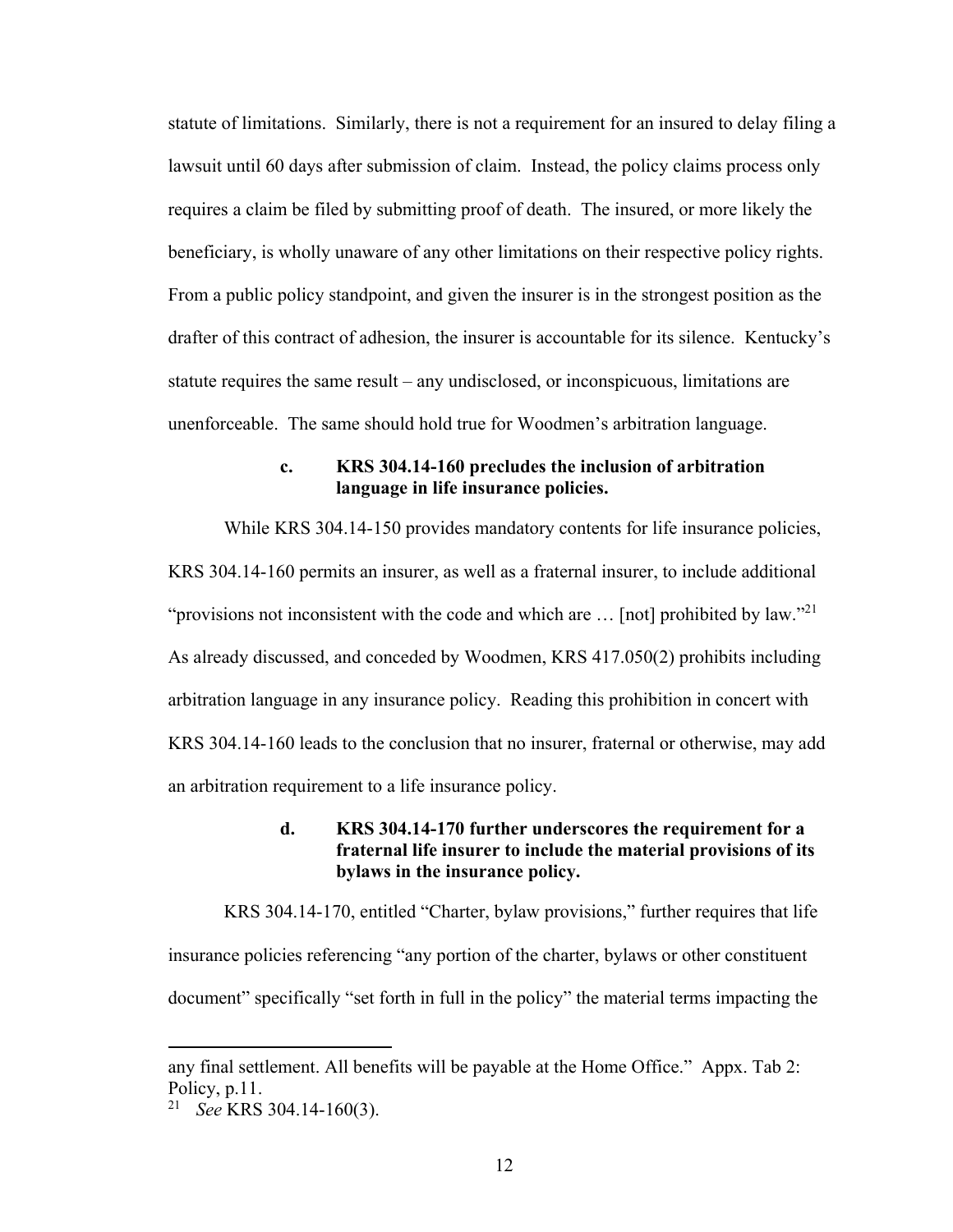statute of limitations. Similarly, there is not a requirement for an insured to delay filing a lawsuit until 60 days after submission of claim. Instead, the policy claims process only requires a claim be filed by submitting proof of death. The insured, or more likely the beneficiary, is wholly unaware of any other limitations on their respective policy rights. From a public policy standpoint, and given the insurer is in the strongest position as the drafter of this contract of adhesion, the insurer is accountable for its silence. Kentucky's statute requires the same result – any undisclosed, or inconspicuous, limitations are unenforceable. The same should hold true for Woodmen's arbitration language.

**c. KRS 304.14-160 precludes the inclusion of arbitration language in life insurance policies.**

While KRS 304.14-150 provides mandatory contents for life insurance policies, KRS 304.14-160 permits an insurer, as well as a fraternal insurer, to include additional "provisions not inconsistent with the code and which are … [not] prohibited by law."[21] As already discussed, and conceded by Woodmen, KRS 417.050(2) prohibits including arbitration language in any insurance policy. Reading this prohibition in concert with KRS 304.14-160 leads to the conclusion that no insurer, fraternal or otherwise, may add an arbitration requirement to a life insurance policy.

**d. KRS 304.14-170 further underscores the requirement for a fraternal life insurer to include the material provisions of its bylaws in the insurance policy.**

KRS 304.14-170, entitled "Charter, bylaw provisions," further requires that life insurance policies referencing "any portion of the charter, bylaws or other constituent document" specifically "set forth in full in the policy" the material terms impacting the

---

any final settlement. All benefits will be payable at the Home Office." Appx. Tab 2: Policy, p.11.

[21] *See* KRS 304.14-160(3).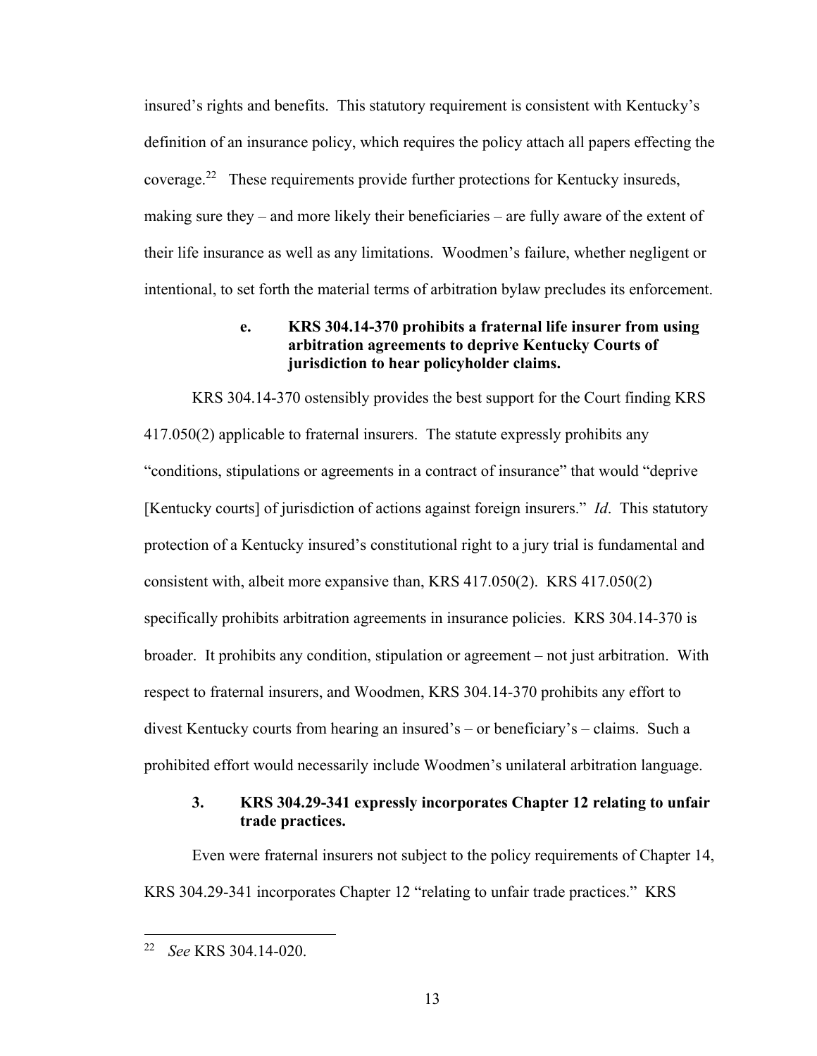insured's rights and benefits. This statutory requirement is consistent with Kentucky's definition of an insurance policy, which requires the policy attach all papers effecting the coverage.[22] These requirements provide further protections for Kentucky insureds, making sure they – and more likely their beneficiaries – are fully aware of the extent of their life insurance as well as any limitations. Woodmen's failure, whether negligent or intentional, to set forth the material terms of arbitration bylaw precludes its enforcement.

**e. KRS 304.14-370 prohibits a fraternal life insurer from using arbitration agreements to deprive Kentucky Courts of jurisdiction to hear policyholder claims.**

KRS 304.14-370 ostensibly provides the best support for the Court finding KRS 417.050(2) applicable to fraternal insurers. The statute expressly prohibits any "conditions, stipulations or agreements in a contract of insurance" that would "deprive [Kentucky courts] of jurisdiction of actions against foreign insurers." *Id*. This statutory protection of a Kentucky insured's constitutional right to a jury trial is fundamental and consistent with, albeit more expansive than, KRS 417.050(2). KRS 417.050(2) specifically prohibits arbitration agreements in insurance policies. KRS 304.14-370 is broader. It prohibits any condition, stipulation or agreement – not just arbitration. With respect to fraternal insurers, and Woodmen, KRS 304.14-370 prohibits any effort to divest Kentucky courts from hearing an insured's – or beneficiary's – claims. Such a prohibited effort would necessarily include Woodmen's unilateral arbitration language.

**3. KRS 304.29-341 expressly incorporates Chapter 12 relating to unfair trade practices.**

Even were fraternal insurers not subject to the policy requirements of Chapter 14, KRS 304.29-341 incorporates Chapter 12 "relating to unfair trade practices." KRS

[22] *See* KRS 304.14-020.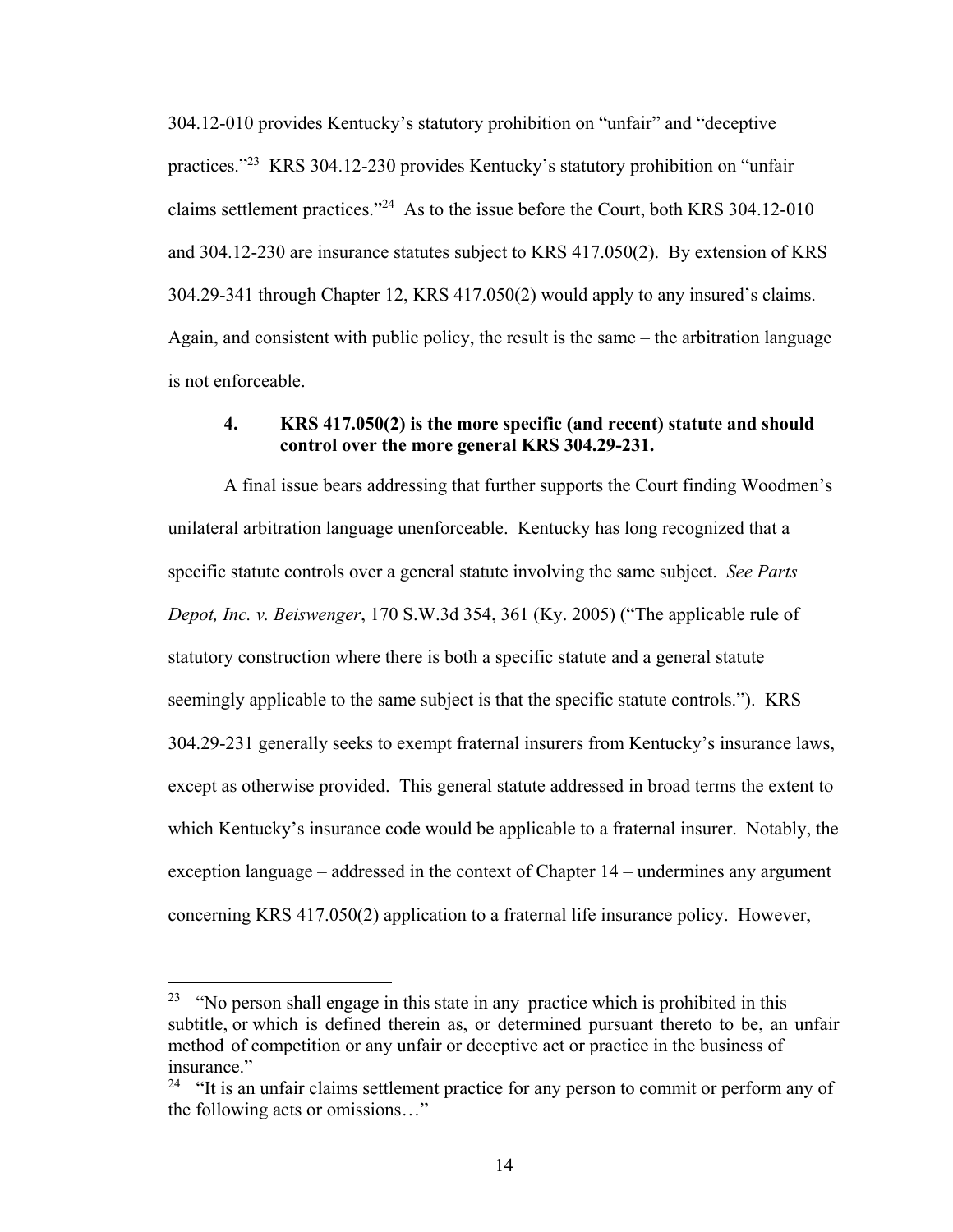304.12-010 provides Kentucky's statutory prohibition on "unfair" and "deceptive practices."[23] KRS 304.12-230 provides Kentucky's statutory prohibition on "unfair claims settlement practices."[24] As to the issue before the Court, both KRS 304.12-010 and 304.12-230 are insurance statutes subject to KRS 417.050(2). By extension of KRS 304.29-341 through Chapter 12, KRS 417.050(2) would apply to any insured's claims. Again, and consistent with public policy, the result is the same – the arbitration language is not enforceable.

### 4. KRS 417.050(2) is the more specific (and recent) statute and should control over the more general KRS 304.29-231.

A final issue bears addressing that further supports the Court finding Woodmen's unilateral arbitration language unenforceable. Kentucky has long recognized that a specific statute controls over a general statute involving the same subject. *See Parts Depot, Inc. v. Beiswenger*, 170 S.W.3d 354, 361 (Ky. 2005) ("The applicable rule of statutory construction where there is both a specific statute and a general statute seemingly applicable to the same subject is that the specific statute controls."). KRS 304.29-231 generally seeks to exempt fraternal insurers from Kentucky's insurance laws, except as otherwise provided. This general statute addressed in broad terms the extent to which Kentucky's insurance code would be applicable to a fraternal insurer. Notably, the exception language – addressed in the context of Chapter 14 – undermines any argument concerning KRS 417.050(2) application to a fraternal life insurance policy. However,

---

[23] "No person shall engage in this state in any practice which is prohibited in this subtitle, or which is defined therein as, or determined pursuant thereto to be, an unfair method of competition or any unfair or deceptive act or practice in the business of insurance."

[24] "It is an unfair claims settlement practice for any person to commit or perform any of the following acts or omissions…"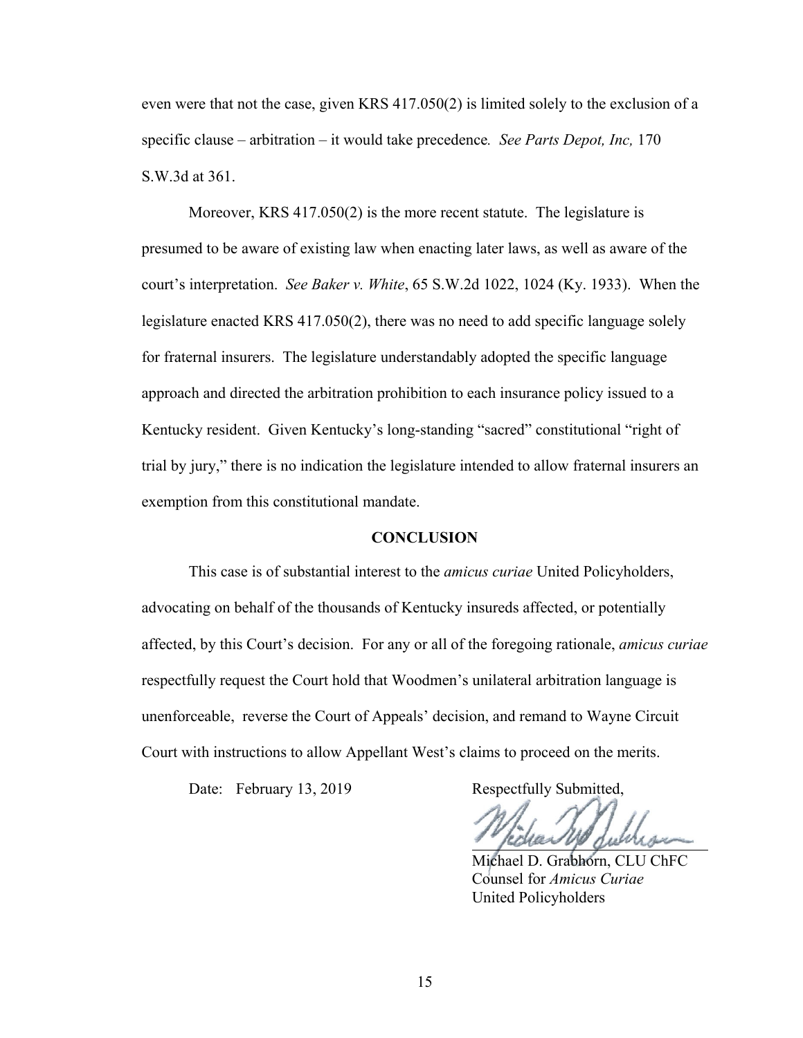even were that not the case, given KRS 417.050(2) is limited solely to the exclusion of a specific clause – arbitration – it would take precedence. *See Parts Depot, Inc,* 170 S.W.3d at 361.

Moreover, KRS 417.050(2) is the more recent statute. The legislature is presumed to be aware of existing law when enacting later laws, as well as aware of the court's interpretation. *See Baker v. White*, 65 S.W.2d 1022, 1024 (Ky. 1933). When the legislature enacted KRS 417.050(2), there was no need to add specific language solely for fraternal insurers. The legislature understandably adopted the specific language approach and directed the arbitration prohibition to each insurance policy issued to a Kentucky resident. Given Kentucky's long-standing "sacred" constitutional "right of trial by jury," there is no indication the legislature intended to allow fraternal insurers an exemption from this constitutional mandate.

## CONCLUSION

This case is of substantial interest to the *amicus curiae* United Policyholders, advocating on behalf of the thousands of Kentucky insureds affected, or potentially affected, by this Court's decision. For any or all of the foregoing rationale, *amicus curiae* respectfully request the Court hold that Woodmen's unilateral arbitration language is unenforceable, reverse the Court of Appeals' decision, and remand to Wayne Circuit Court with instructions to allow Appellant West's claims to proceed on the merits.

Date: February 13, 2019

Respectfully Submitted,

Michael D. Grabhorn, CLU ChFC
Counsel for *Amicus Curiae*
United Policyholders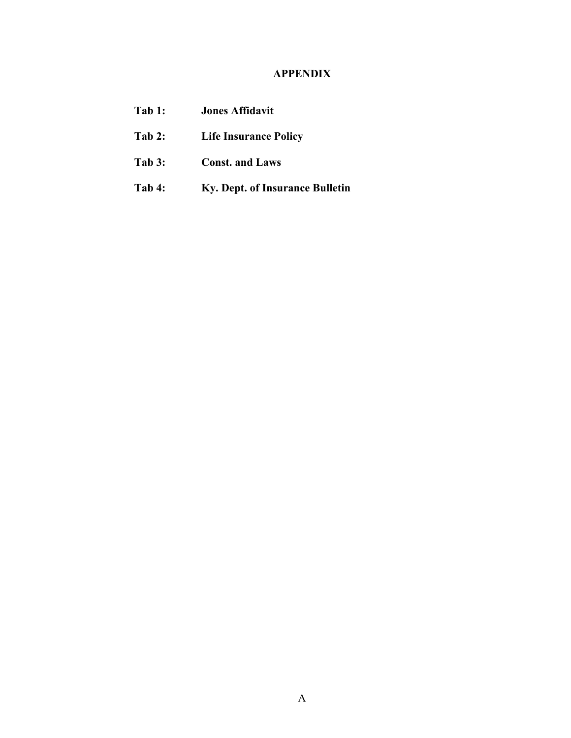# APPENDIX

**Tab 1:** **Jones Affidavit**

**Tab 2:** **Life Insurance Policy**

**Tab 3:** **Const. and Laws**

**Tab 4:** **Ky. Dept. of Insurance Bulletin**